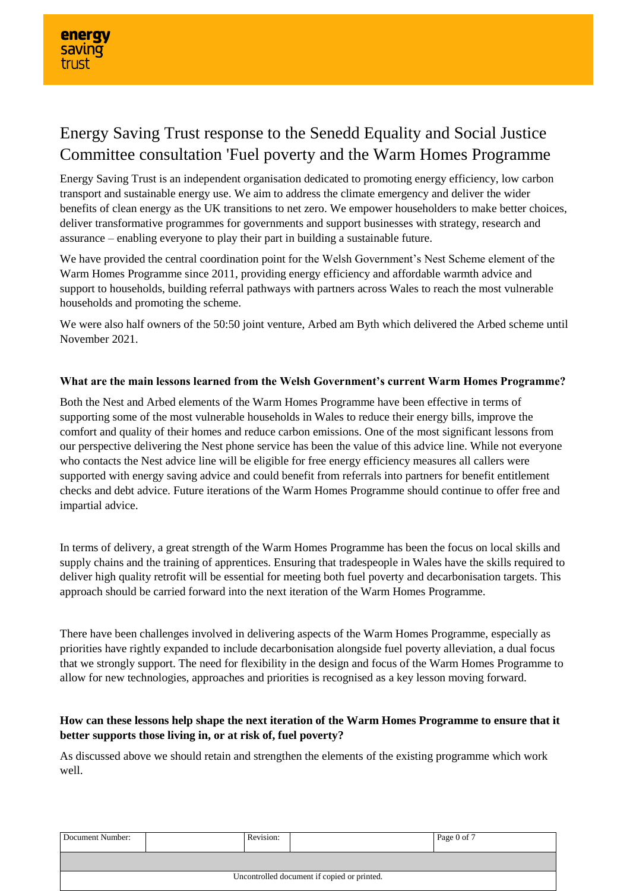energy saving trust

# Energy Saving Trust response to the Senedd Equality and Social Justice Committee consultation 'Fuel poverty and the Warm Homes Programme

Energy Saving Trust is an independent organisation dedicated to promoting energy efficiency, low carbon transport and sustainable energy use. We aim to address the climate emergency and deliver the wider benefits of clean energy as the UK transitions to net zero. We empower householders to make better choices, deliver transformative programmes for governments and support businesses with strategy, research and assurance – enabling everyone to play their part in building a sustainable future.

We have provided the central coordination point for the Welsh Government's Nest Scheme element of the Warm Homes Programme since 2011, providing energy efficiency and affordable warmth advice and support to households, building referral pathways with partners across Wales to reach the most vulnerable households and promoting the scheme.

We were also half owners of the 50:50 joint venture, Arbed am Byth which delivered the Arbed scheme until November 2021.

**What are the main lessons learned from the Welsh Government's current Warm Homes Programme?**

Both the Nest and Arbed elements of the Warm Homes Programme have been effective in terms of supporting some of the most vulnerable households in Wales to reduce their energy bills, improve the comfort and quality of their homes and reduce carbon emissions. One of the most significant lessons from our perspective delivering the Nest phone service has been the value of this advice line. While not everyone who contacts the Nest advice line will be eligible for free energy efficiency measures all callers were supported with energy saving advice and could benefit from referrals into partners for benefit entitlement checks and debt advice. Future iterations of the Warm Homes Programme should continue to offer free and impartial advice.

In terms of delivery, a great strength of the Warm Homes Programme has been the focus on local skills and supply chains and the training of apprentices. Ensuring that tradespeople in Wales have the skills required to deliver high quality retrofit will be essential for meeting both fuel poverty and decarbonisation targets. This approach should be carried forward into the next iteration of the Warm Homes Programme.

There have been challenges involved in delivering aspects of the Warm Homes Programme, especially as priorities have rightly expanded to include decarbonisation alongside fuel poverty alleviation, a dual focus that we strongly support. The need for flexibility in the design and focus of the Warm Homes Programme to allow for new technologies, approaches and priorities is recognised as a key lesson moving forward.

**How can these lessons help shape the next iteration of the Warm Homes Programme to ensure that it better supports those living in, or at risk of, fuel poverty?**

As discussed above we should retain and strengthen the elements of the existing programme which work well.

| Document Number: | | Revision: | | |
|---|---|---|---|---|
| | | | | |
| Uncontrolled document if copied or printed. | | | | |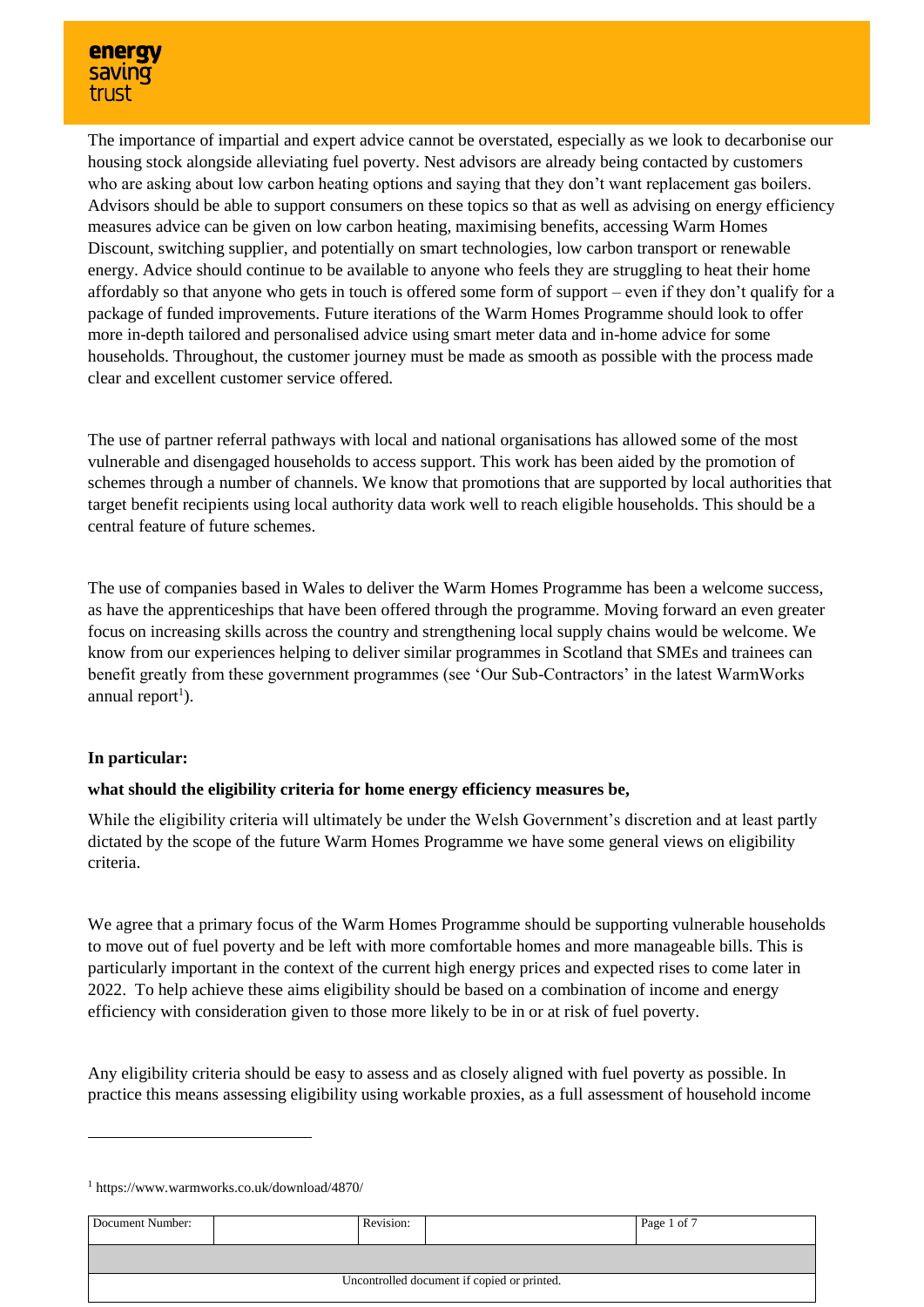The importance of impartial and expert advice cannot be overstated, especially as we look to decarbonise our housing stock alongside alleviating fuel poverty. Nest advisors are already being contacted by customers who are asking about low carbon heating options and saying that they don't want replacement gas boilers. Advisors should be able to support consumers on these topics so that as well as advising on energy efficiency measures advice can be given on low carbon heating, maximising benefits, accessing Warm Homes Discount, switching supplier, and potentially on smart technologies, low carbon transport or renewable energy. Advice should continue to be available to anyone who feels they are struggling to heat their home affordably so that anyone who gets in touch is offered some form of support – even if they don't qualify for a package of funded improvements. Future iterations of the Warm Homes Programme should look to offer more in-depth tailored and personalised advice using smart meter data and in-home advice for some households. Throughout, the customer journey must be made as smooth as possible with the process made clear and excellent customer service offered.

The use of partner referral pathways with local and national organisations has allowed some of the most vulnerable and disengaged households to access support. This work has been aided by the promotion of schemes through a number of channels. We know that promotions that are supported by local authorities that target benefit recipients using local authority data work well to reach eligible households. This should be a central feature of future schemes.

The use of companies based in Wales to deliver the Warm Homes Programme has been a welcome success, as have the apprenticeships that have been offered through the programme. Moving forward an even greater focus on increasing skills across the country and strengthening local supply chains would be welcome. We know from our experiences helping to deliver similar programmes in Scotland that SMEs and trainees can benefit greatly from these government programmes (see 'Our Sub-Contractors' in the latest WarmWorks annual report[1]).

**In particular:**

**what should the eligibility criteria for home energy efficiency measures be,**

While the eligibility criteria will ultimately be under the Welsh Government's discretion and at least partly dictated by the scope of the future Warm Homes Programme we have some general views on eligibility criteria.

We agree that a primary focus of the Warm Homes Programme should be supporting vulnerable households to move out of fuel poverty and be left with more comfortable homes and more manageable bills. This is particularly important in the context of the current high energy prices and expected rises to come later in 2022. To help achieve these aims eligibility should be based on a combination of income and energy efficiency with consideration given to those more likely to be in or at risk of fuel poverty.

Any eligibility criteria should be easy to assess and as closely aligned with fuel poverty as possible. In practice this means assessing eligibility using workable proxies, as a full assessment of household income

[1] https://www.warmworks.co.uk/download/4870/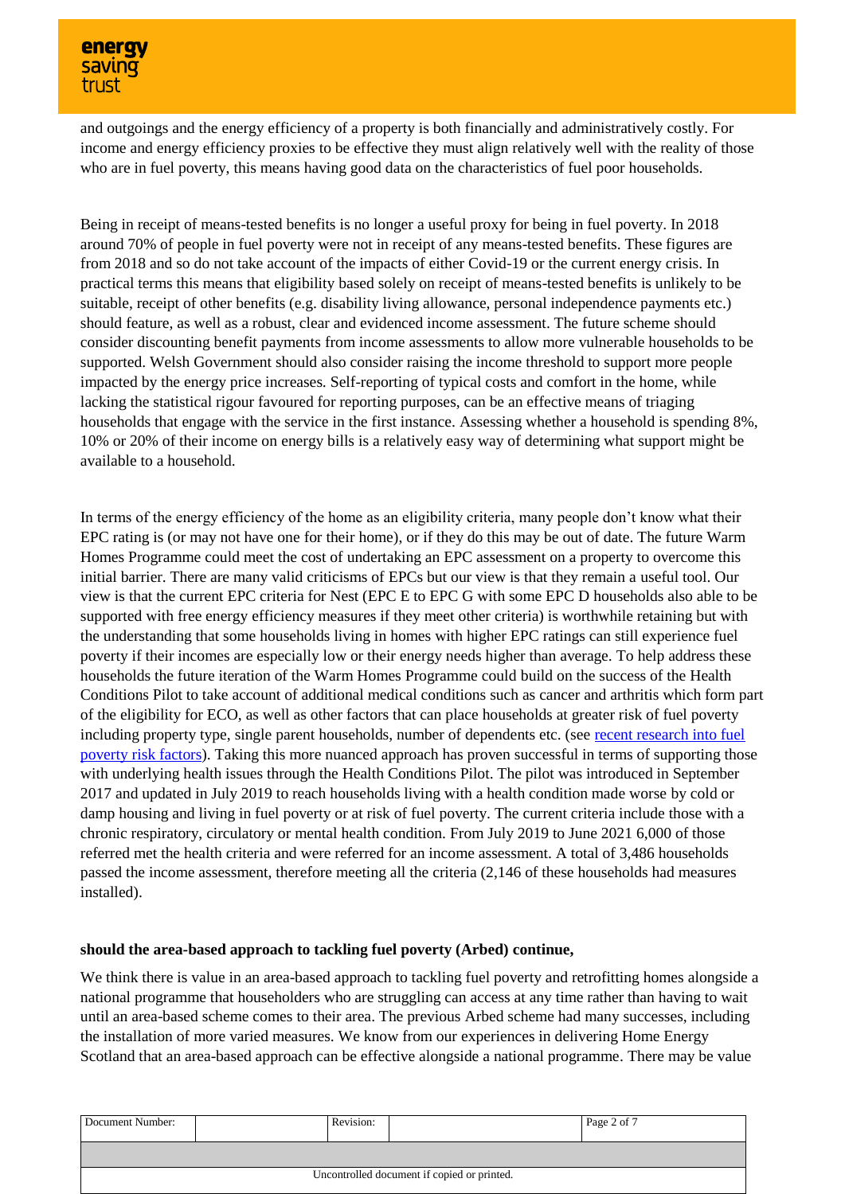and outgoings and the energy efficiency of a property is both financially and administratively costly. For income and energy efficiency proxies to be effective they must align relatively well with the reality of those who are in fuel poverty, this means having good data on the characteristics of fuel poor households.

Being in receipt of means-tested benefits is no longer a useful proxy for being in fuel poverty. In 2018 around 70% of people in fuel poverty were not in receipt of any means-tested benefits. These figures are from 2018 and so do not take account of the impacts of either Covid-19 or the current energy crisis. In practical terms this means that eligibility based solely on receipt of means-tested benefits is unlikely to be suitable, receipt of other benefits (e.g. disability living allowance, personal independence payments etc.) should feature, as well as a robust, clear and evidenced income assessment. The future scheme should consider discounting benefit payments from income assessments to allow more vulnerable households to be supported. Welsh Government should also consider raising the income threshold to support more people impacted by the energy price increases. Self-reporting of typical costs and comfort in the home, while lacking the statistical rigour favoured for reporting purposes, can be an effective means of triaging households that engage with the service in the first instance. Assessing whether a household is spending 8%, 10% or 20% of their income on energy bills is a relatively easy way of determining what support might be available to a household.

In terms of the energy efficiency of the home as an eligibility criteria, many people don't know what their EPC rating is (or may not have one for their home), or if they do this may be out of date. The future Warm Homes Programme could meet the cost of undertaking an EPC assessment on a property to overcome this initial barrier. There are many valid criticisms of EPCs but our view is that they remain a useful tool. Our view is that the current EPC criteria for Nest (EPC E to EPC G with some EPC D households also able to be supported with free energy efficiency measures if they meet other criteria) is worthwhile retaining but with the understanding that some households living in homes with higher EPC ratings can still experience fuel poverty if their incomes are especially low or their energy needs higher than average. To help address these households the future iteration of the Warm Homes Programme could build on the success of the Health Conditions Pilot to take account of additional medical conditions such as cancer and arthritis which form part of the eligibility for ECO, as well as other factors that can place households at greater risk of fuel poverty including property type, single parent households, number of dependents etc. (see recent research into fuel poverty risk factors). Taking this more nuanced approach has proven successful in terms of supporting those with underlying health issues through the Health Conditions Pilot. The pilot was introduced in September 2017 and updated in July 2019 to reach households living with a health condition made worse by cold or damp housing and living in fuel poverty or at risk of fuel poverty. The current criteria include those with a chronic respiratory, circulatory or mental health condition. From July 2019 to June 2021 6,000 of those referred met the health criteria and were referred for an income assessment. A total of 3,486 households passed the income assessment, therefore meeting all the criteria (2,146 of these households had measures installed).

**should the area-based approach to tackling fuel poverty (Arbed) continue,**

We think there is value in an area-based approach to tackling fuel poverty and retrofitting homes alongside a national programme that householders who are struggling can access at any time rather than having to wait until an area-based scheme comes to their area. The previous Arbed scheme had many successes, including the installation of more varied measures. We know from our experiences in delivering Home Energy Scotland that an area-based approach can be effective alongside a national programme. There may be value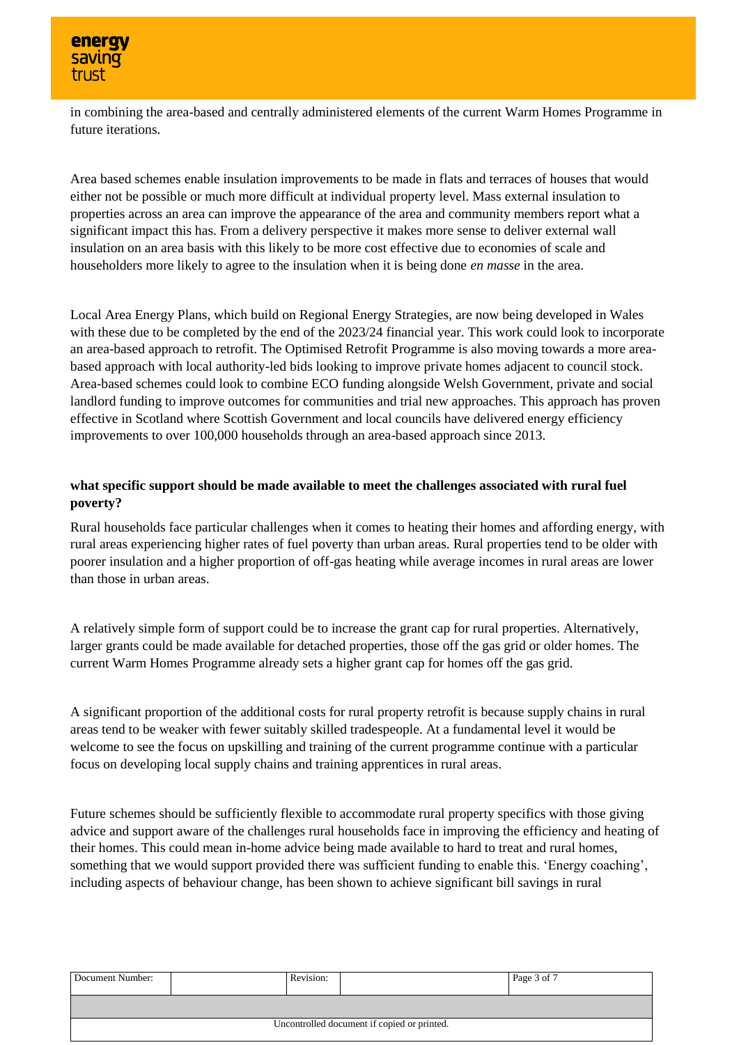in combining the area-based and centrally administered elements of the current Warm Homes Programme in future iterations.

Area based schemes enable insulation improvements to be made in flats and terraces of houses that would either not be possible or much more difficult at individual property level. Mass external insulation to properties across an area can improve the appearance of the area and community members report what a significant impact this has. From a delivery perspective it makes more sense to deliver external wall insulation on an area basis with this likely to be more cost effective due to economies of scale and householders more likely to agree to the insulation when it is being done *en masse* in the area.

Local Area Energy Plans, which build on Regional Energy Strategies, are now being developed in Wales with these due to be completed by the end of the 2023/24 financial year. This work could look to incorporate an area-based approach to retrofit. The Optimised Retrofit Programme is also moving towards a more area-based approach with local authority-led bids looking to improve private homes adjacent to council stock. Area-based schemes could look to combine ECO funding alongside Welsh Government, private and social landlord funding to improve outcomes for communities and trial new approaches. This approach has proven effective in Scotland where Scottish Government and local councils have delivered energy efficiency improvements to over 100,000 households through an area-based approach since 2013.

**what specific support should be made available to meet the challenges associated with rural fuel poverty?**

Rural households face particular challenges when it comes to heating their homes and affording energy, with rural areas experiencing higher rates of fuel poverty than urban areas. Rural properties tend to be older with poorer insulation and a higher proportion of off-gas heating while average incomes in rural areas are lower than those in urban areas.

A relatively simple form of support could be to increase the grant cap for rural properties. Alternatively, larger grants could be made available for detached properties, those off the gas grid or older homes. The current Warm Homes Programme already sets a higher grant cap for homes off the gas grid.

A significant proportion of the additional costs for rural property retrofit is because supply chains in rural areas tend to be weaker with fewer suitably skilled tradespeople. At a fundamental level it would be welcome to see the focus on upskilling and training of the current programme continue with a particular focus on developing local supply chains and training apprentices in rural areas.

Future schemes should be sufficiently flexible to accommodate rural property specifics with those giving advice and support aware of the challenges rural households face in improving the efficiency and heating of their homes. This could mean in-home advice being made available to hard to treat and rural homes, something that we would support provided there was sufficient funding to enable this. 'Energy coaching', including aspects of behaviour change, has been shown to achieve significant bill savings in rural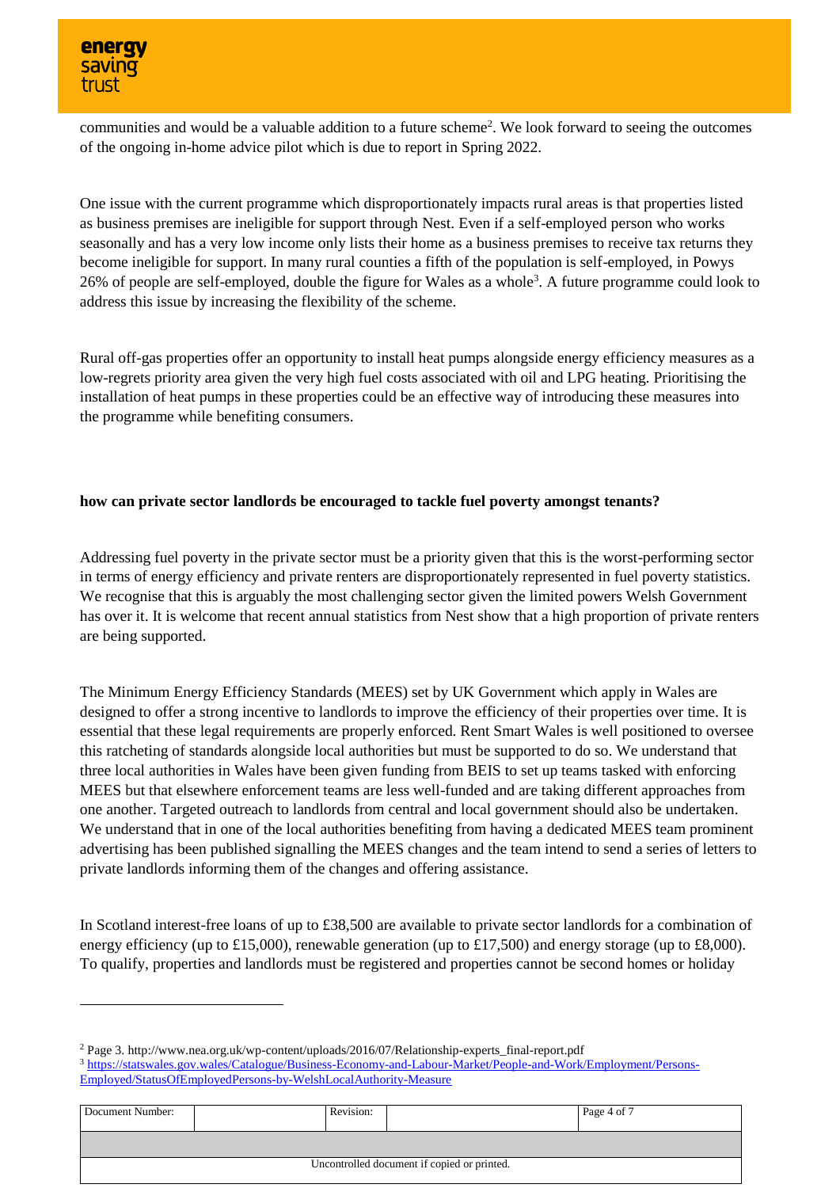communities and would be a valuable addition to a future scheme[2]. We look forward to seeing the outcomes of the ongoing in-home advice pilot which is due to report in Spring 2022.

One issue with the current programme which disproportionately impacts rural areas is that properties listed as business premises are ineligible for support through Nest. Even if a self-employed person who works seasonally and has a very low income only lists their home as a business premises to receive tax returns they become ineligible for support. In many rural counties a fifth of the population is self-employed, in Powys 26% of people are self-employed, double the figure for Wales as a whole[3]. A future programme could look to address this issue by increasing the flexibility of the scheme.

Rural off-gas properties offer an opportunity to install heat pumps alongside energy efficiency measures as a low-regrets priority area given the very high fuel costs associated with oil and LPG heating. Prioritising the installation of heat pumps in these properties could be an effective way of introducing these measures into the programme while benefiting consumers.

**how can private sector landlords be encouraged to tackle fuel poverty amongst tenants?**

Addressing fuel poverty in the private sector must be a priority given that this is the worst-performing sector in terms of energy efficiency and private renters are disproportionately represented in fuel poverty statistics. We recognise that this is arguably the most challenging sector given the limited powers Welsh Government has over it. It is welcome that recent annual statistics from Nest show that a high proportion of private renters are being supported.

The Minimum Energy Efficiency Standards (MEES) set by UK Government which apply in Wales are designed to offer a strong incentive to landlords to improve the efficiency of their properties over time. It is essential that these legal requirements are properly enforced. Rent Smart Wales is well positioned to oversee this ratcheting of standards alongside local authorities but must be supported to do so. We understand that three local authorities in Wales have been given funding from BEIS to set up teams tasked with enforcing MEES but that elsewhere enforcement teams are less well-funded and are taking different approaches from one another. Targeted outreach to landlords from central and local government should also be undertaken. We understand that in one of the local authorities benefiting from having a dedicated MEES team prominent advertising has been published signalling the MEES changes and the team intend to send a series of letters to private landlords informing them of the changes and offering assistance.

In Scotland interest-free loans of up to £38,500 are available to private sector landlords for a combination of energy efficiency (up to £15,000), renewable generation (up to £17,500) and energy storage (up to £8,000). To qualify, properties and landlords must be registered and properties cannot be second homes or holiday

---

[2] Page 3. http://www.nea.org.uk/wp-content/uploads/2016/07/Relationship-experts_final-report.pdf

[3] https://statswales.gov.wales/Catalogue/Business-Economy-and-Labour-Market/People-and-Work/Employment/Persons-Employed/StatusOfEmployedPersons-by-WelshLocalAuthority-Measure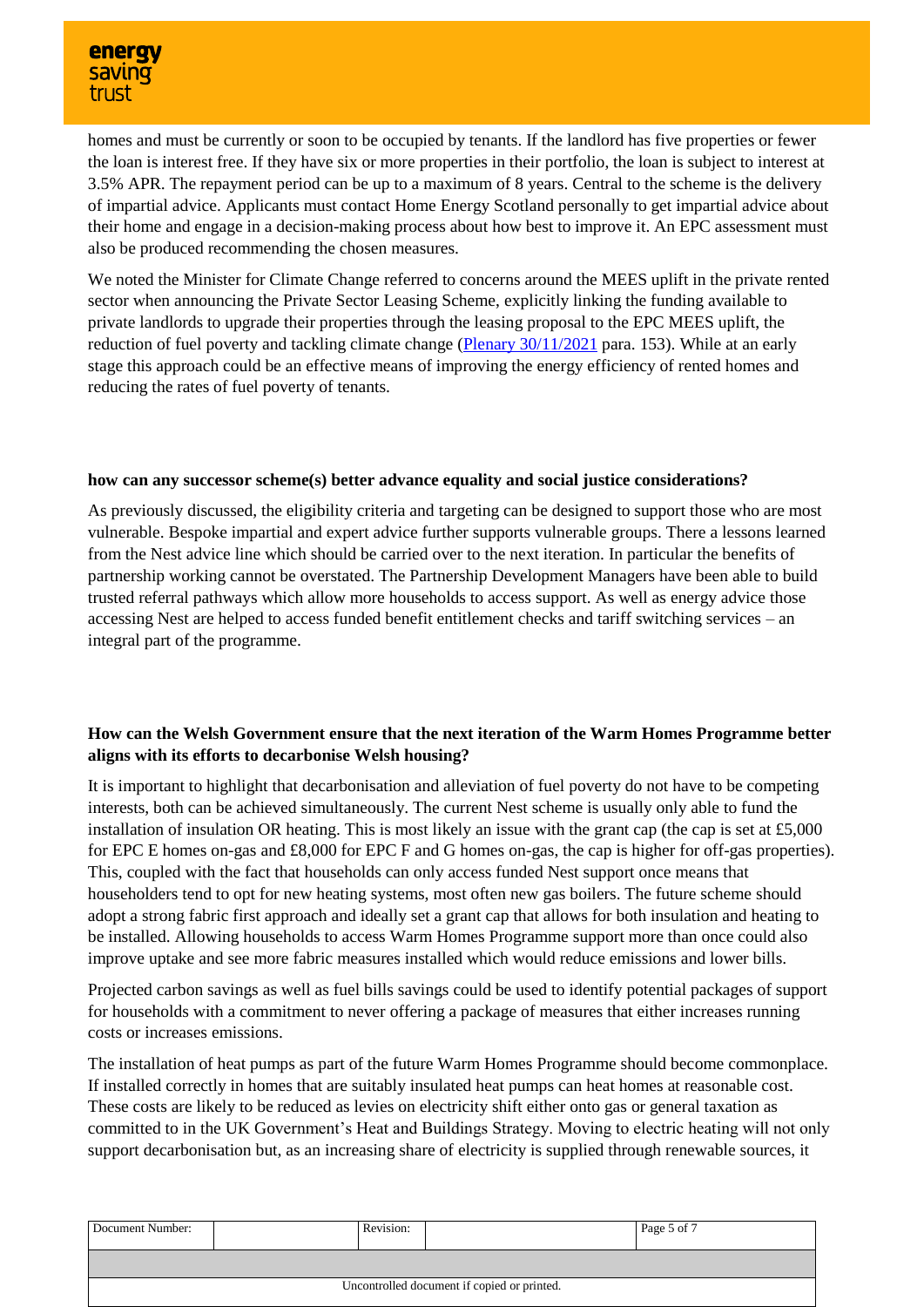homes and must be currently or soon to be occupied by tenants. If the landlord has five properties or fewer the loan is interest free. If they have six or more properties in their portfolio, the loan is subject to interest at 3.5% APR. The repayment period can be up to a maximum of 8 years. Central to the scheme is the delivery of impartial advice. Applicants must contact Home Energy Scotland personally to get impartial advice about their home and engage in a decision-making process about how best to improve it. An EPC assessment must also be produced recommending the chosen measures.

We noted the Minister for Climate Change referred to concerns around the MEES uplift in the private rented sector when announcing the Private Sector Leasing Scheme, explicitly linking the funding available to private landlords to upgrade their properties through the leasing proposal to the EPC MEES uplift, the reduction of fuel poverty and tackling climate change ([Plenary 30/11/2021](Plenary 30/11/2021) para. 153). While at an early stage this approach could be an effective means of improving the energy efficiency of rented homes and reducing the rates of fuel poverty of tenants.

**how can any successor scheme(s) better advance equality and social justice considerations?**

As previously discussed, the eligibility criteria and targeting can be designed to support those who are most vulnerable. Bespoke impartial and expert advice further supports vulnerable groups. There a lessons learned from the Nest advice line which should be carried over to the next iteration. In particular the benefits of partnership working cannot be overstated. The Partnership Development Managers have been able to build trusted referral pathways which allow more households to access support. As well as energy advice those accessing Nest are helped to access funded benefit entitlement checks and tariff switching services – an integral part of the programme.

**How can the Welsh Government ensure that the next iteration of the Warm Homes Programme better aligns with its efforts to decarbonise Welsh housing?**

It is important to highlight that decarbonisation and alleviation of fuel poverty do not have to be competing interests, both can be achieved simultaneously. The current Nest scheme is usually only able to fund the installation of insulation OR heating. This is most likely an issue with the grant cap (the cap is set at £5,000 for EPC E homes on-gas and £8,000 for EPC F and G homes on-gas, the cap is higher for off-gas properties). This, coupled with the fact that households can only access funded Nest support once means that householders tend to opt for new heating systems, most often new gas boilers. The future scheme should adopt a strong fabric first approach and ideally set a grant cap that allows for both insulation and heating to be installed. Allowing households to access Warm Homes Programme support more than once could also improve uptake and see more fabric measures installed which would reduce emissions and lower bills.

Projected carbon savings as well as fuel bills savings could be used to identify potential packages of support for households with a commitment to never offering a package of measures that either increases running costs or increases emissions.

The installation of heat pumps as part of the future Warm Homes Programme should become commonplace. If installed correctly in homes that are suitably insulated heat pumps can heat homes at reasonable cost. These costs are likely to be reduced as levies on electricity shift either onto gas or general taxation as committed to in the UK Government's Heat and Buildings Strategy. Moving to electric heating will not only support decarbonisation but, as an increasing share of electricity is supplied through renewable sources, it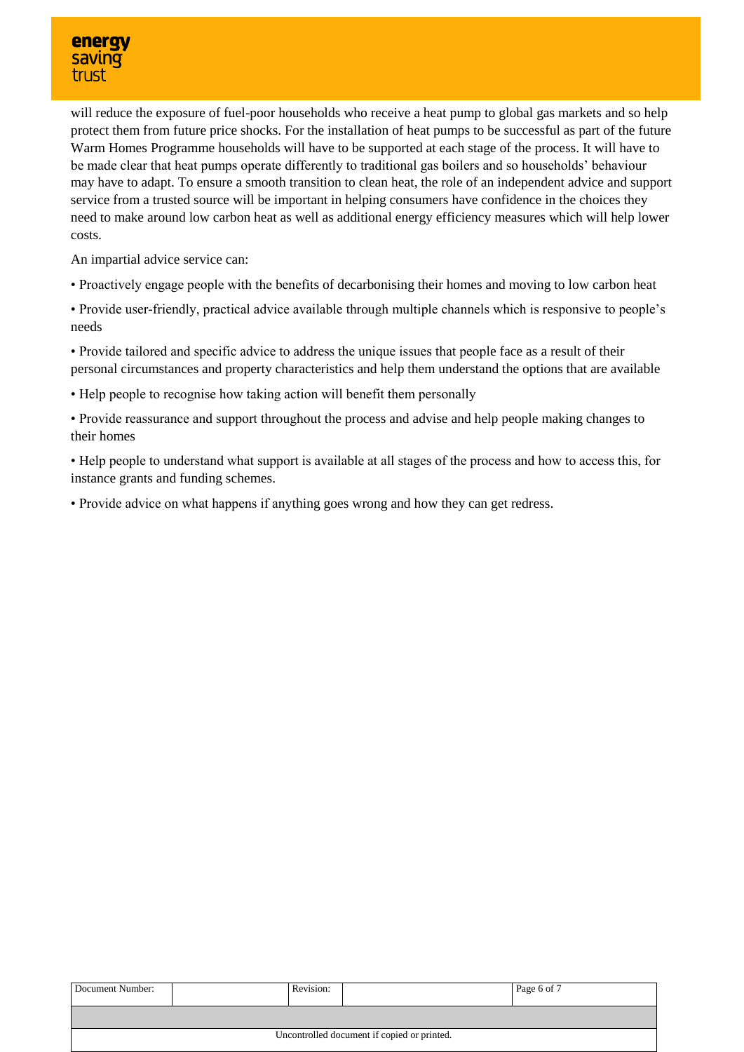will reduce the exposure of fuel-poor households who receive a heat pump to global gas markets and so help protect them from future price shocks. For the installation of heat pumps to be successful as part of the future Warm Homes Programme households will have to be supported at each stage of the process. It will have to be made clear that heat pumps operate differently to traditional gas boilers and so households' behaviour may have to adapt. To ensure a smooth transition to clean heat, the role of an independent advice and support service from a trusted source will be important in helping consumers have confidence in the choices they need to make around low carbon heat as well as additional energy efficiency measures which will help lower costs.

An impartial advice service can:

- Proactively engage people with the benefits of decarbonising their homes and moving to low carbon heat
- Provide user-friendly, practical advice available through multiple channels which is responsive to people's needs
- Provide tailored and specific advice to address the unique issues that people face as a result of their personal circumstances and property characteristics and help them understand the options that are available
- Help people to recognise how taking action will benefit them personally
- Provide reassurance and support throughout the process and advise and help people making changes to their homes
- Help people to understand what support is available at all stages of the process and how to access this, for instance grants and funding schemes.
- Provide advice on what happens if anything goes wrong and how they can get redress.